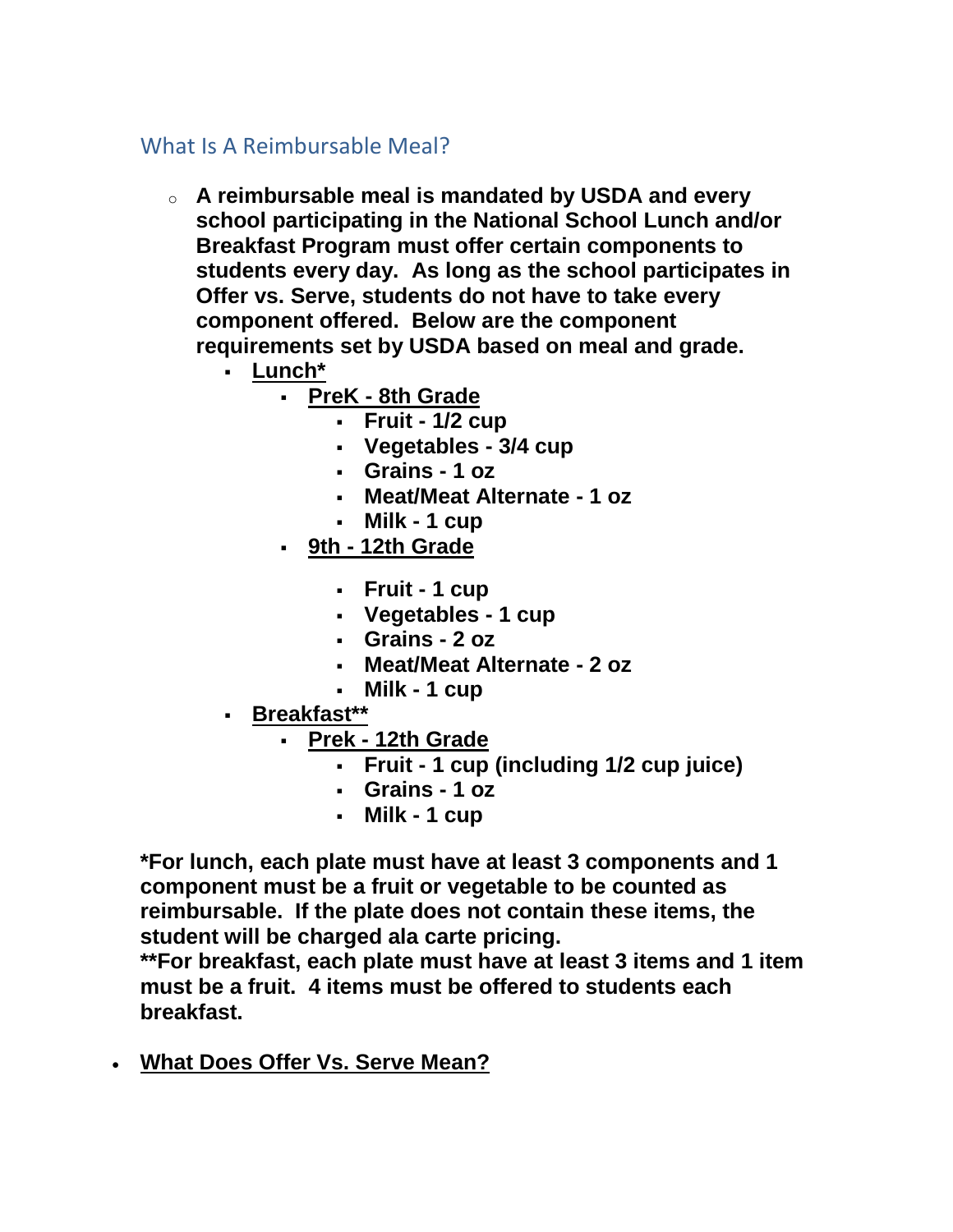## What Is A Reimbursable Meal?

- **A reimbursable meal is mandated by USDA and every school participating in the National School Lunch and/or Breakfast Program must offer certain components to students every day. As long as the school participates in Offer vs. Serve, students do not have to take every component offered. Below are the component requirements set by USDA based on meal and grade.**
  - **Lunch***
    - **PreK - 8th Grade**
      - **Fruit - 1/2 cup**
      - **Vegetables - 3/4 cup**
      - **Grains - 1 oz**
      - **Meat/Meat Alternate - 1 oz**
      - **Milk - 1 cup**
    - **9th - 12th Grade**
      - **Fruit - 1 cup**
      - **Vegetables - 1 cup**
      - **Grains - 2 oz**
      - **Meat/Meat Alternate - 2 oz**
      - **Milk - 1 cup**
  - **Breakfast****
    - **Prek - 12th Grade**
      - **Fruit - 1 cup (including 1/2 cup juice)**
      - **Grains - 1 oz**
      - **Milk - 1 cup**

**\*For lunch, each plate must have at least 3 components and 1 component must be a fruit or vegetable to be counted as reimbursable. If the plate does not contain these items, the student will be charged ala carte pricing.**
**\*\*For breakfast, each plate must have at least 3 items and 1 item must be a fruit. 4 items must be offered to students each breakfast.**

- **What Does Offer Vs. Serve Mean?**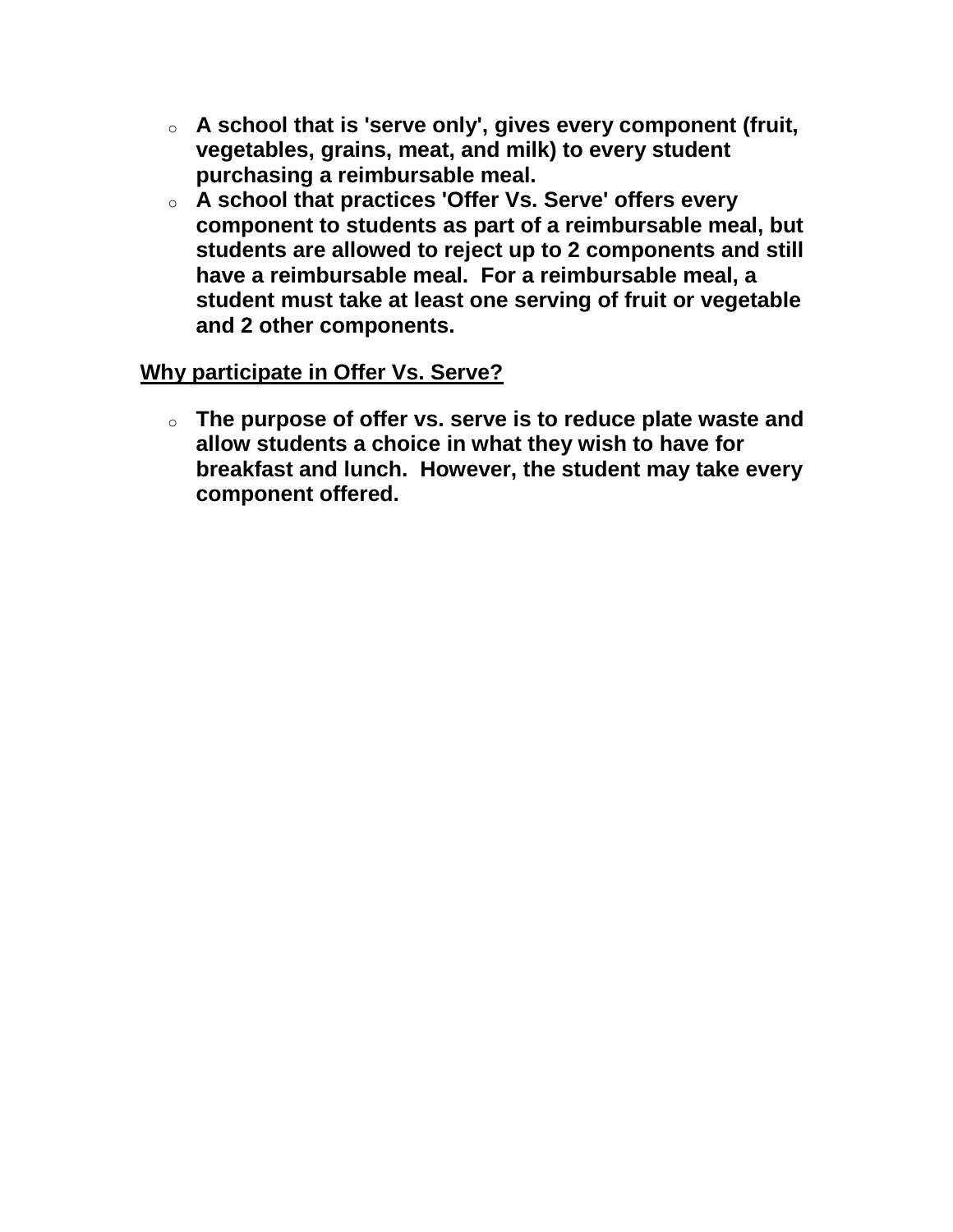- **A school that is 'serve only', gives every component (fruit, vegetables, grains, meat, and milk) to every student purchasing a reimbursable meal.**
- **A school that practices 'Offer Vs. Serve' offers every component to students as part of a reimbursable meal, but students are allowed to reject up to 2 components and still have a reimbursable meal. For a reimbursable meal, a student must take at least one serving of fruit or vegetable and 2 other components.**

**<u>Why participate in Offer Vs. Serve?</u>**

- **The purpose of offer vs. serve is to reduce plate waste and allow students a choice in what they wish to have for breakfast and lunch. However, the student may take every component offered.**